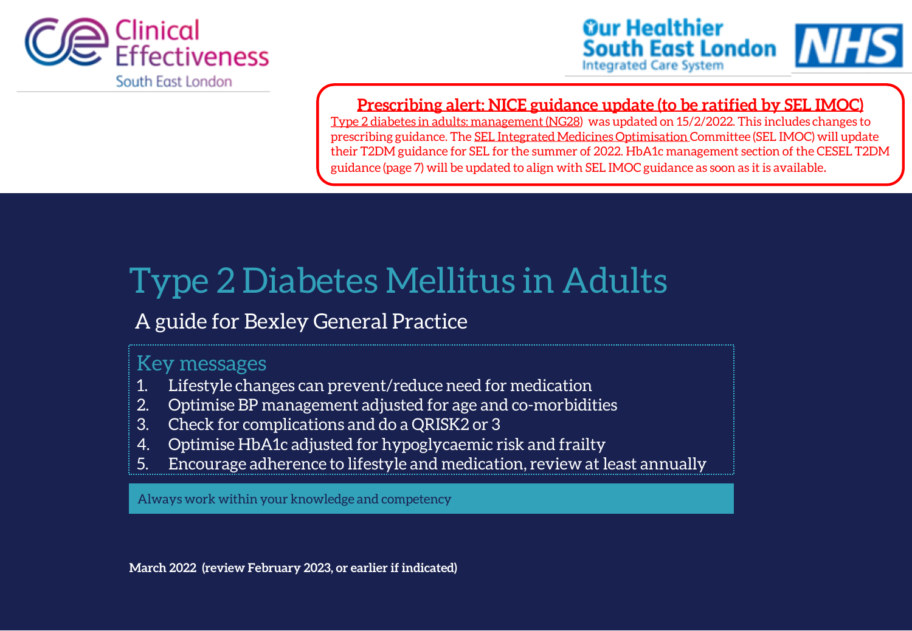Clinical Effectiveness South East London

Our Healthier South East London Integrated Care System

NHS

**Prescribing alert: NICE guidance update (to be ratified by SEL IMOC)**

Type 2 diabetes in adults: management (NG28) was updated on 15/2/2022. This includes changes to prescribing guidance. The SEL Integrated Medicines Optimisation Committee (SEL IMOC) will update their T2DM guidance for SEL for the summer of 2022. HbA1c management section of the CESEL T2DM guidance (page 7) will be updated to align with SEL IMOC guidance as soon as it is available.

# Type 2 Diabetes Mellitus in Adults

## A guide for Bexley General Practice

### Key messages

1. Lifestyle changes can prevent/reduce need for medication
2. Optimise BP management adjusted for age and co-morbidities
3. Check for complications and do a QRISK2 or 3
4. Optimise HbA1c adjusted for hypoglycaemic risk and frailty
5. Encourage adherence to lifestyle and medication, review at least annually

Always work within your knowledge and competency

**March 2022 (review February 2023, or earlier if indicated)**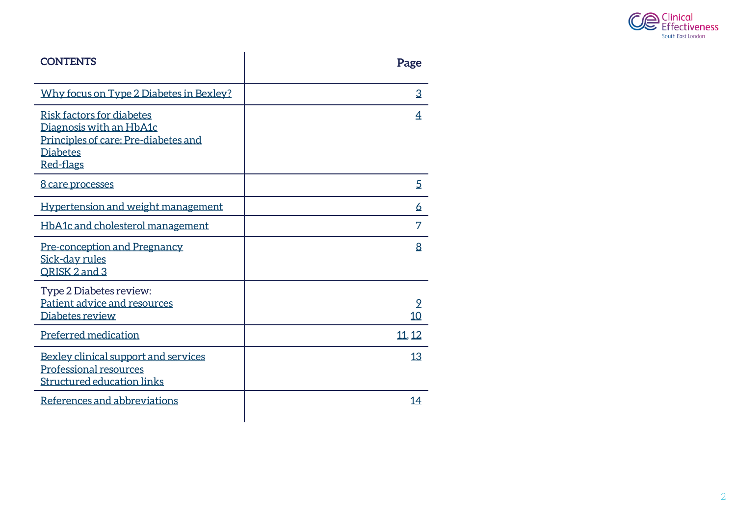| CONTENTS | Page |
|---|---|
| Why focus on Type 2 Diabetes in Bexley? | 3 |
| Risk factors for diabetes<br>Diagnosis with an HbA1c<br>Principles of care: Pre-diabetes and Diabetes<br>Red-flags | 4 |
| 8 care processes | 5 |
| Hypertension and weight management | 6 |
| HbA1c and cholesterol management | 7 |
| Pre-conception and Pregnancy<br>Sick-day rules<br>QRISK 2 and 3 | 8 |
| Type 2 Diabetes review:<br>Patient advice and resources<br>Diabetes review | <br>9<br>10 |
| Preferred medication | 11, 12 |
| Bexley clinical support and services<br>Professional resources<br>Structured education links | 13 |
| References and abbreviations | 14 |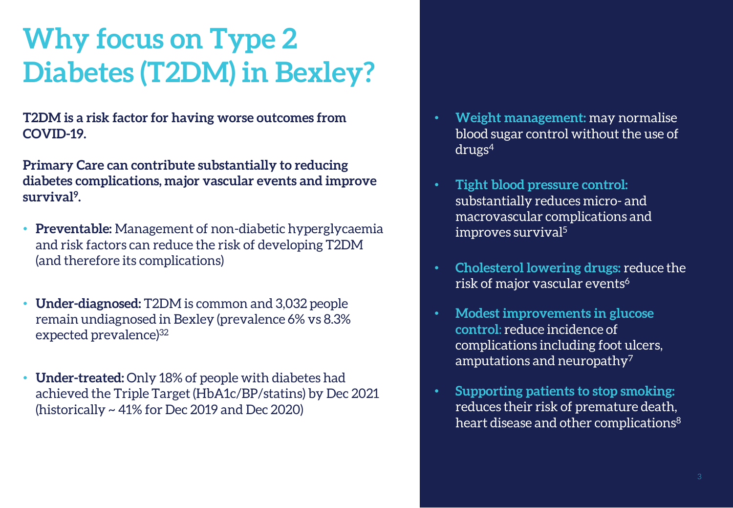# Why focus on Type 2 Diabetes (T2DM) in Bexley?

**T2DM is a risk factor for having worse outcomes from COVID-19.**

**Primary Care can contribute substantially to reducing diabetes complications, major vascular events and improve survival[9].**

- **Preventable:** Management of non-diabetic hyperglycaemia and risk factors can reduce the risk of developing T2DM (and therefore its complications)
- **Under-diagnosed:** T2DM is common and 3,032 people remain undiagnosed in Bexley (prevalence 6% vs 8.3% expected prevalence)[32]
- **Under-treated:** Only 18% of people with diabetes had achieved the Triple Target (HbA1c/BP/statins) by Dec 2021 (historically ~ 41% for Dec 2019 and Dec 2020)

- **Weight management:** may normalise blood sugar control without the use of drugs[4]
- **Tight blood pressure control:** substantially reduces micro- and macrovascular complications and improves survival[5]
- **Cholesterol lowering drugs:** reduce the risk of major vascular events[6]
- **Modest improvements in glucose control:** reduce incidence of complications including foot ulcers, amputations and neuropathy[7]
- **Supporting patients to stop smoking:** reduces their risk of premature death, heart disease and other complications[8]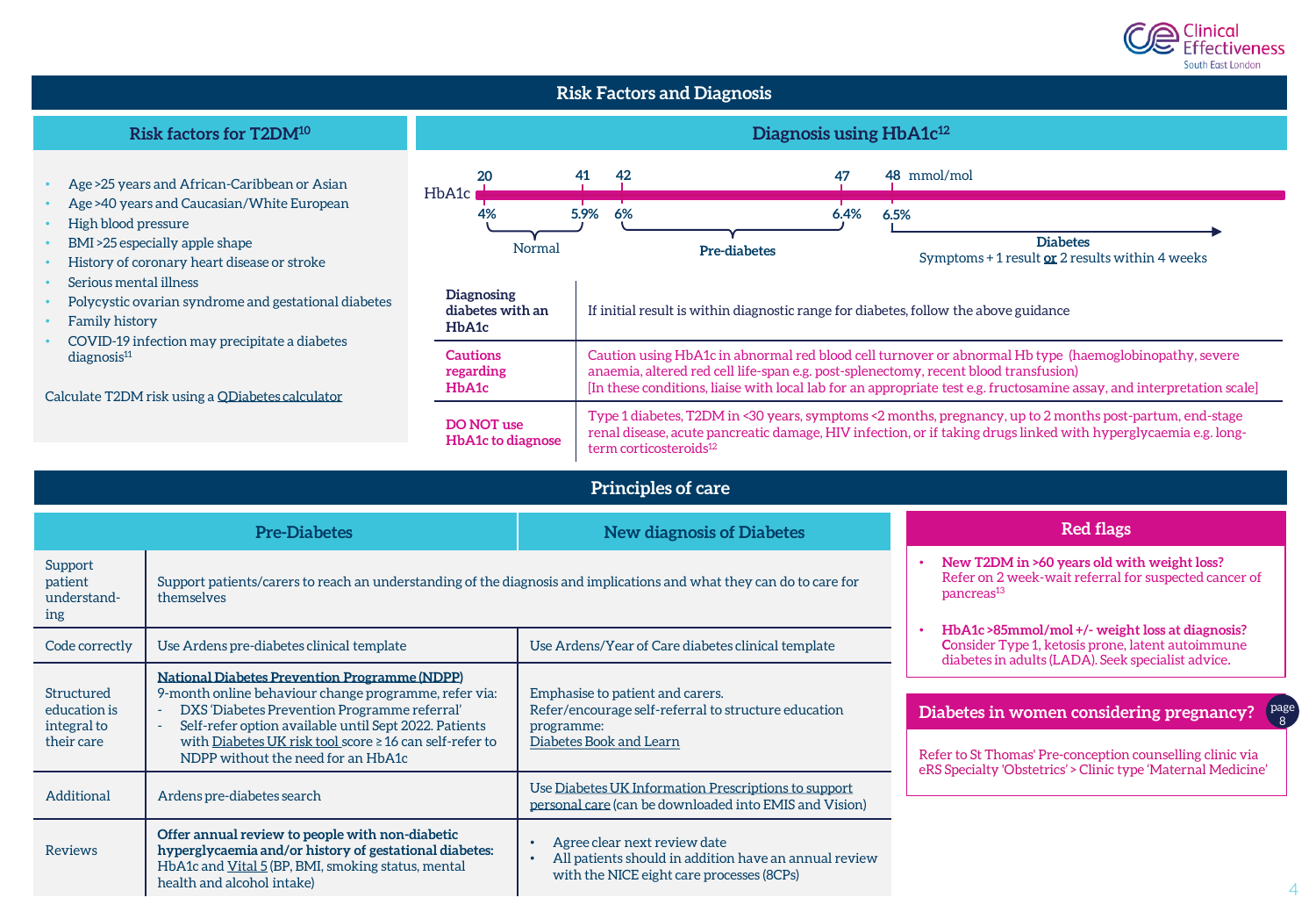# Risk Factors and Diagnosis

## Risk factors for T2DM[10]

- Age >25 years and African-Caribbean or Asian
- Age >40 years and Caucasian/White European
- High blood pressure
- BMI >25 especially apple shape
- History of coronary heart disease or stroke
- Serious mental illness
- Polycystic ovarian syndrome and gestational diabetes
- Family history
- COVID-19 infection may precipitate a diabetes diagnosis[11]

Calculate T2DM risk using a QDiabetes calculator

## Diagnosis using HbA1c[12]

HbA1c

20 41 42 47 48 mmol/mol

4% 5.9% 6% 6.4% 6.5%

Normal

Pre-diabetes

**Diabetes**
Symptoms + 1 result **or** 2 results within 4 weeks

| | |
|---|---|
| **Diagnosing diabetes with an HbA1c** | If initial result is within diagnostic range for diabetes, follow the above guidance |
| **Cautions regarding HbA1c** | Caution using HbA1c in abnormal red blood cell turnover or abnormal Hb type (haemoglobinopathy, severe anaemia, altered red cell life-span e.g. post-splenectomy, recent blood transfusion) [In these conditions, liaise with local lab for an appropriate test e.g. fructosamine assay, and interpretation scale] |
| **DO NOT use HbA1c to diagnose** | Type 1 diabetes, T2DM in <30 years, symptoms <2 months, pregnancy, up to 2 months post-partum, end-stage renal disease, acute pancreatic damage, HIV infection, or if taking drugs linked with hyperglycaemia e.g. long-term corticosteroids[12] |

# Principles of care

| | Pre-Diabetes | New diagnosis of Diabetes |
|---|---|---|
| Support patient understanding | Support patients/carers to reach an understanding of the diagnosis and implications and what they can do to care for themselves | |
| Code correctly | Use Ardens pre-diabetes clinical template | Use Ardens/Year of Care diabetes clinical template |
| Structured education is integral to their care | **National Diabetes Prevention Programme (NDPP)** 9-month online behaviour change programme, refer via: - DXS 'Diabetes Prevention Programme referral' - Self-refer option available until Sept 2022. Patients with Diabetes UK risk tool score ≥ 16 can self-refer to NDPP without the need for an HbA1c | Emphasise to patient and carers. Refer/encourage self-referral to structure education programme: Diabetes Book and Learn |
| Additional | Ardens pre-diabetes search | Use Diabetes UK Information Prescriptions to support personal care (can be downloaded into EMIS and Vision) |
| Reviews | **Offer annual review to people with non-diabetic hyperglycaemia and/or history of gestational diabetes:** HbA1c and Vital 5 (BP, BMI, smoking status, mental health and alcohol intake) | • Agree clear next review date • All patients should in addition have an annual review with the NICE eight care processes (8CPs) |

## Red flags

- **New T2DM in >60 years old with weight loss?** Refer on 2 week-wait referral for suspected cancer of pancreas[13]
- **HbA1c >85mmol/mol +/- weight loss at diagnosis?** Consider Type 1, ketosis prone, latent autoimmune diabetes in adults (LADA). Seek specialist advice.

## Diabetes in women considering pregnancy?

page 8

Refer to St Thomas' Pre-conception counselling clinic via eRS Specialty 'Obstetrics' > Clinic type 'Maternal Medicine'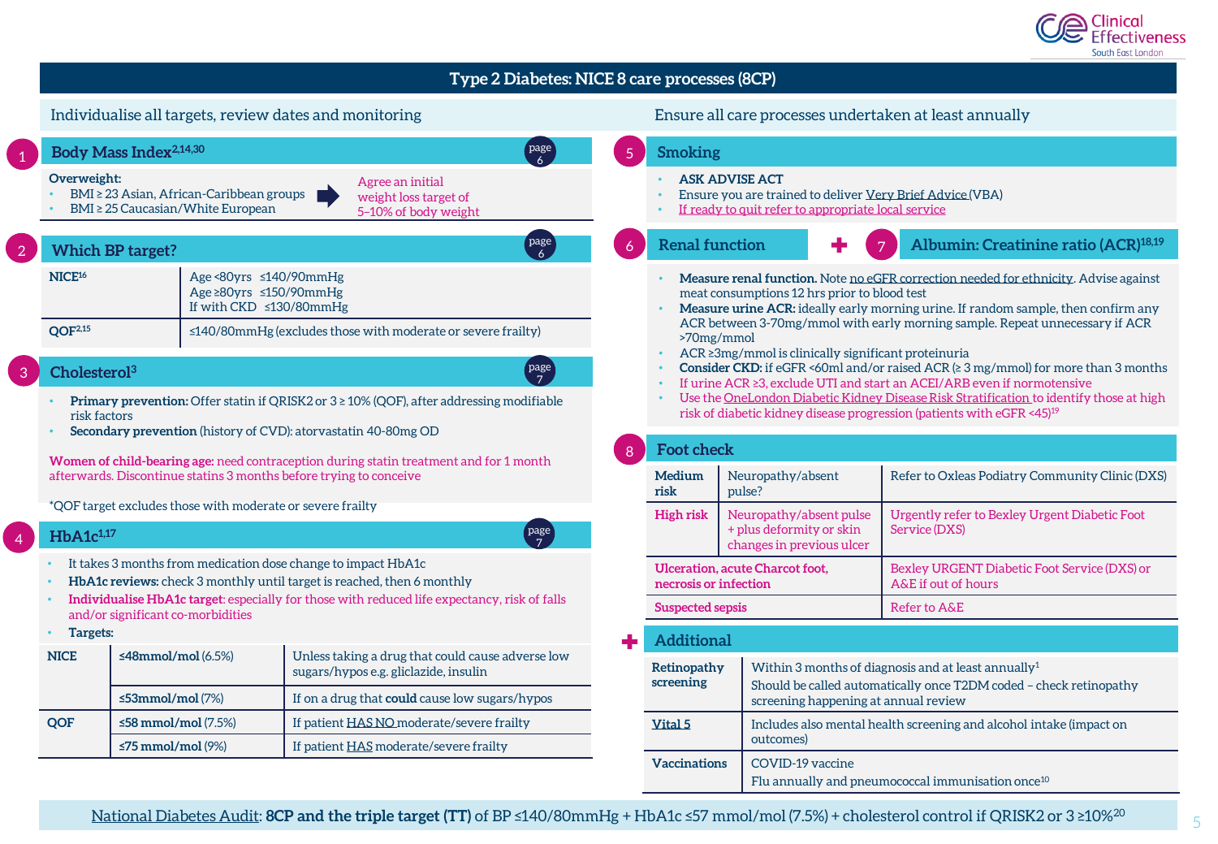# Type 2 Diabetes: NICE 8 care processes (8CP)

Individualise all targets, review dates and monitoring

Ensure all care processes undertaken at least annually

## 1 Body Mass Index[2,14,30]

page 6

**Overweight:**

- BMI ≥ 23 Asian, African-Caribbean groups
- BMI ≥ 25 Caucasian/White European

➔ Agree an initial weight loss target of 5–10% of body weight

## 2 Which BP target?

page 6

| | |
|---|---|
| **NICE**[16] | Age <80yrs ≤140/90mmHg<br>Age ≥80yrs ≤150/90mmHg<br>If with CKD ≤130/80mmHg |
| **QOF**[2,15] | ≤140/80mmHg (excludes those with moderate or severe frailty) |

## 3 Cholesterol[3]

page 7

- **Primary prevention:** Offer statin if QRISK2 or 3 ≥ 10% (QOF), after addressing modifiable risk factors
- **Secondary prevention** (history of CVD): atorvastatin 40-80mg OD

**Women of child-bearing age:** need contraception during statin treatment and for 1 month afterwards. Discontinue statins 3 months before trying to conceive

*QOF target excludes those with moderate or severe frailty

## 4 HbA1c[1,17]

page 7

- It takes 3 months from medication dose change to impact HbA1c
- **HbA1c reviews:** check 3 monthly until target is reached, then 6 monthly
- **Individualise HbA1c target**: especially for those with reduced life expectancy, risk of falls and/or significant co-morbidities
- **Targets:**

| | | |
|---|---|---|
| **NICE** | **≤48mmol/mol** (6.5%) | Unless taking a drug that could cause adverse low sugars/hypos e.g. gliclazide, insulin |
| | **≤53mmol/mol** (7%) | If on a drug that **could** cause low sugars/hypos |
| **QOF** | **≤58 mmol/mol** (7.5%) | If patient HAS NO moderate/severe frailty |
| | **≤75 mmol/mol** (9%) | If patient HAS moderate/severe frailty |

## 5 Smoking

- **ASK ADVISE ACT**
- Ensure you are trained to deliver Very Brief Advice (VBA)
- If ready to quit refer to appropriate local service

## 6 Renal function + 7 Albumin: Creatinine ratio (ACR)[18,19]

- **Measure renal function.** Note no eGFR correction needed for ethnicity. Advise against meat consumptions 12 hrs prior to blood test
- **Measure urine ACR:** ideally early morning urine. If random sample, then confirm any ACR between 3-70mg/mmol with early morning sample. Repeat unnecessary if ACR >70mg/mmol
- ACR ≥3mg/mmol is clinically significant proteinuria
- **Consider CKD:** if eGFR <60ml and/or raised ACR (≥ 3 mg/mmol) for more than 3 months
- If urine ACR ≥3, exclude UTI and start an ACEI/ARB even if normotensive
- Use the OneLondon Diabetic Kidney Disease Risk Stratification to identify those at high risk of diabetic kidney disease progression (patients with eGFR <45)[19]

## 8 Foot check

| | | |
|---|---|---|
| **Medium risk** | Neuropathy/absent pulse? | Refer to Oxleas Podiatry Community Clinic (DXS) |
| **High risk** | Neuropathy/absent pulse + plus deformity or skin changes in previous ulcer | Urgently refer to Bexley Urgent Diabetic Foot Service (DXS) |
| **Ulceration, acute Charcot foot, necrosis or infection** | | Bexley URGENT Diabetic Foot Service (DXS) or A&E if out of hours |
| **Suspected sepsis** | | Refer to A&E |

## + Additional

| | |
|---|---|
| **Retinopathy screening** | Within 3 months of diagnosis and at least annually[1]<br>Should be called automatically once T2DM coded – check retinopathy screening happening at annual review |
| **Vital 5** | Includes also mental health screening and alcohol intake (impact on outcomes) |
| **Vaccinations** | COVID-19 vaccine<br>Flu annually and pneumococcal immunisation once[10] |

National Diabetes Audit: **8CP and the triple target (TT)** of BP ≤140/80mmHg + HbA1c ≤57 mmol/mol (7.5%) + cholesterol control if QRISK2 or 3 ≥10%[20]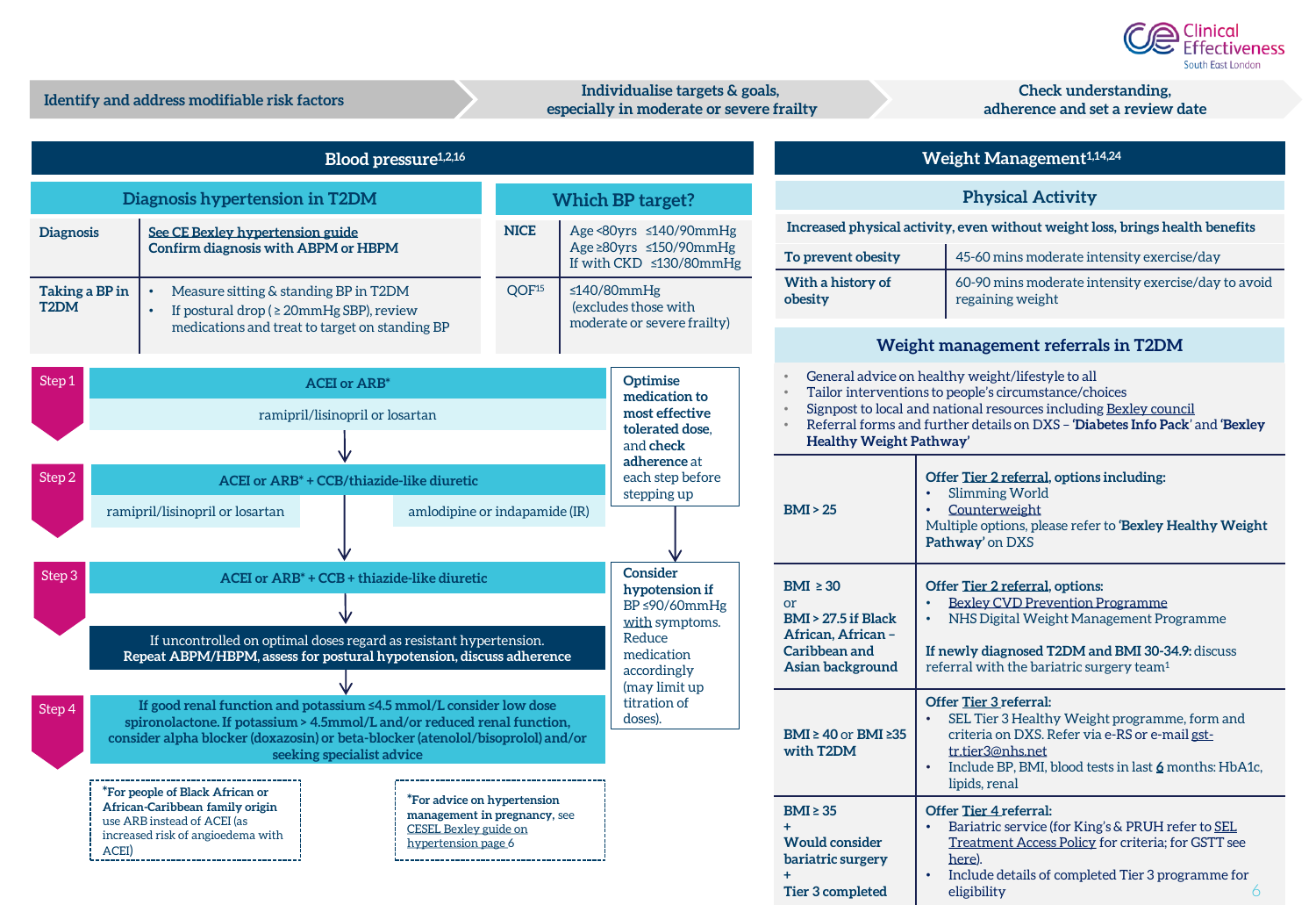Identify and address modifiable risk factors → Individualise targets & goals, especially in moderate or severe frailty → Check understanding, adherence and set a review date

## Blood pressure[1,2,16]

### Diagnosis hypertension in T2DM

| | |
|---|---|
| Diagnosis | See CE Bexley hypertension guide<br>**Confirm diagnosis with ABPM or HBPM** |
| **Taking a BP in T2DM** | • Measure sitting & standing BP in T2DM<br>• If postural drop ( ≥ 20mmHg SBP), review medications and treat to target on standing BP |

### Which BP target?

| | |
|---|---|
| **NICE** | Age <80yrs ≤140/90mmHg<br>Age ≥80yrs ≤150/90mmHg<br>If with CKD ≤130/80mmHg |
| QOF[15] | ≤140/80mmHg (excludes those with moderate or severe frailty) |

**Step 1**

ACEI or ARB*

ramipril/lisinopril or losartan

**Step 2**

ACEI or ARB* + CCB/thiazide-like diuretic

ramipril/lisinopril or losartan | amlodipine or indapamide (IR)

**Step 3**

ACEI or ARB* + CCB + thiazide-like diuretic

If uncontrolled on optimal doses regard as resistant hypertension.
**Repeat ABPM/HBPM, assess for postural hypotension, discuss adherence**

**Step 4**

If good renal function and potassium ≤4.5 mmol/L consider low dose spironolactone. If potassium > 4.5mmol/L and/or reduced renal function, consider alpha blocker (doxazosin) or beta-blocker (atenolol/bisoprolol) and/or seeking specialist advice

**Optimise medication to most effective tolerated dose**, and **check adherence** at each step before stepping up

**Consider hypotension if** BP ≤90/60mmHg with symptoms. Reduce medication accordingly (may limit up titration of doses).

***For people of Black African or African-Caribbean family origin** use ARB instead of ACEI (as increased risk of angioedema with ACEI)

***For advice on hypertension management in pregnancy**, see CESEL Bexley guide on hypertension page 6

## Weight Management[1,14,24]

### Physical Activity

**Increased physical activity, even without weight loss, brings health benefits**

| | |
|---|---|
| **To prevent obesity** | 45-60 mins moderate intensity exercise/day |
| **With a history of obesity** | 60-90 mins moderate intensity exercise/day to avoid regaining weight |

### Weight management referrals in T2DM

- General advice on healthy weight/lifestyle to all
- Tailor interventions to people's circumstance/choices
- Signpost to local and national resources including Bexley council
- Referral forms and further details on DXS – '**Diabetes Info Pack**' and '**Bexley Healthy Weight Pathway**'

| | |
|---|---|
| **BMI > 25** | **Offer Tier 2 referral, options including:**<br>• Slimming World<br>• Counterweight<br>Multiple options, please refer to '**Bexley Healthy Weight Pathway**' on DXS |
| **BMI ≥ 30** or **BMI > 27.5 if Black African, African – Caribbean and Asian background** | **Offer Tier 2 referral, options:**<br>• Bexley CVD Prevention Programme<br>• NHS Digital Weight Management Programme<br>**If newly diagnosed T2DM and BMI 30-34.9:** discuss referral with the bariatric surgery team[1] |
| **BMI ≥ 40 or BMI ≥35 with T2DM** | **Offer Tier 3 referral:**<br>• SEL Tier 3 Healthy Weight programme, form and criteria on DXS. Refer via e-RS or e-mail gst-tr.tier3@nhs.net<br>• Include BP, BMI, blood tests in last 6 months: HbA1c, lipids, renal |
| **BMI ≥ 35 + Would consider bariatric surgery + Tier 3 completed** | **Offer Tier 4 referral:**<br>• Bariatric service (for King's & PRUH refer to SEL Treatment Access Policy for criteria; for GSTT see here).<br>• Include details of completed Tier 3 programme for eligibility |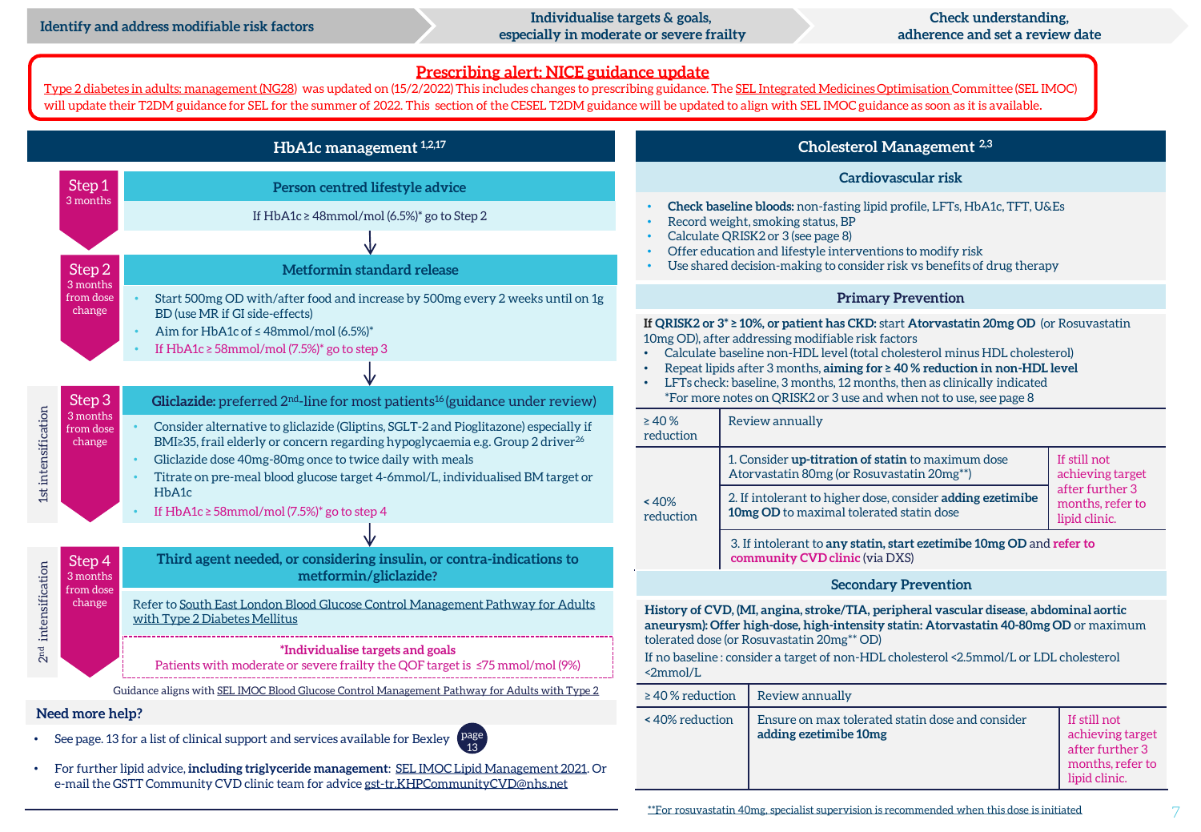Identify and address modifiable risk factors → Individualise targets & goals, especially in moderate or severe frailty → Check understanding, adherence and set a review date

## Prescribing alert: NICE guidance update

Type 2 diabetes in adults: management (NG28) was updated on (15/2/2022) This includes changes to prescribing guidance. The SEL Integrated Medicines Optimisation Committee (SEL IMOC) will update their T2DM guidance for SEL for the summer of 2022. This section of the CESEL T2DM guidance will be updated to align with SEL IMOC guidance as soon as it is available.

## HbA1c management [1,2,17]

### Step 1 (3 months) – Person centred lifestyle advice

If HbA1c ≥ 48mmol/mol (6.5%)* go to Step 2

### Step 2 (3 months from dose change) – Metformin standard release

- Start 500mg OD with/after food and increase by 500mg every 2 weeks until on 1g BD (use MR if GI side-effects)
- Aim for HbA1c of ≤ 48mmol/mol (6.5%)*
- If HbA1c ≥ 58mmol/mol (7.5%)* go to step 3

### 1st intensification

### Step 3 (3 months from dose change) – **Gliclazide:** preferred 2nd-line for most patients[16] (guidance under review)

- Consider alternative to gliclazide (Gliptins, SGLT-2 and Pioglitazone) especially if BMI≥35, frail elderly or concern regarding hypoglycaemia e.g. Group 2 driver[26]
- Gliclazide dose 40mg-80mg once to twice daily with meals
- Titrate on pre-meal blood glucose target 4-6mmol/L, individualised BM target or HbA1c
- If HbA1c ≥ 58mmol/mol (7.5%)* go to step 4

### 2nd intensification

### Step 4 (3 months from dose change) – Third agent needed, or considering insulin, or contra-indications to metformin/gliclazide?

Refer to South East London Blood Glucose Control Management Pathway for Adults with Type 2 Diabetes Mellitus

***Individualise targets and goals**
Patients with moderate or severe frailty the QOF target is ≤75 mmol/mol (9%)

Guidance aligns with SEL IMOC Blood Glucose Control Management Pathway for Adults with Type 2

### Need more help?

- See page. 13 for a list of clinical support and services available for Bexley (page 13)
- For further lipid advice, **including triglyceride management**: SEL IMOC Lipid Management 2021. Or e-mail the GSTT Community CVD clinic team for advice gst-tr.KHPCommunityCVD@nhs.net

## Cholesterol Management [2,3]

### Cardiovascular risk

- **Check baseline bloods:** non-fasting lipid profile, LFTs, HbA1c, TFT, U&Es
- Record weight, smoking status, BP
- Calculate QRISK2 or 3 (see page 8)
- Offer education and lifestyle interventions to modify risk
- Use shared decision-making to consider risk vs benefits of drug therapy

### Primary Prevention

**If QRISK2 or 3* ≥ 10%, or patient has CKD:** start **Atorvastatin 20mg OD** (or Rosuvastatin 10mg OD), after addressing modifiable risk factors

- Calculate baseline non-HDL level (total cholesterol minus HDL cholesterol)
- Repeat lipids after 3 months, **aiming for ≥ 40 % reduction in non-HDL level**
- LFTs check: baseline, 3 months, 12 months, then as clinically indicated

*For more notes on QRISK2 or 3 use and when not to use, see page 8

| | | |
|---|---|---|
| ≥ 40 % reduction | Review annually | |
| < 40% reduction | 1. Consider **up-titration of statin** to maximum dose Atorvastatin 80mg (or Rosuvastatin 20mg**) | If still not achieving target after further 3 months, refer to lipid clinic. |
| | 2. If intolerant to higher dose, consider **adding ezetimibe 10mg OD** to maximal tolerated statin dose | |
| | 3. If intolerant to **any statin, start ezetimibe 10mg OD** and **refer to community CVD clinic** (via DXS) | |

### Secondary Prevention

**History of CVD, (MI, angina, stroke/TIA, peripheral vascular disease, abdominal aortic aneurysm): Offer high-dose, high-intensity statin: Atorvastatin 40-80mg OD** or maximum tolerated dose (or Rosuvastatin 20mg** OD)

If no baseline : consider a target of non-HDL cholesterol <2.5mmol/L or LDL cholesterol <2mmol/L

| | | |
|---|---|---|
| ≥ 40 % reduction | Review annually | |
| < 40% reduction | Ensure on max tolerated statin dose and consider **adding ezetimibe 10mg** | If still not achieving target after further 3 months, refer to lipid clinic. |

**For rosuvastatin 40mg, specialist supervision is recommended when this dose is initiated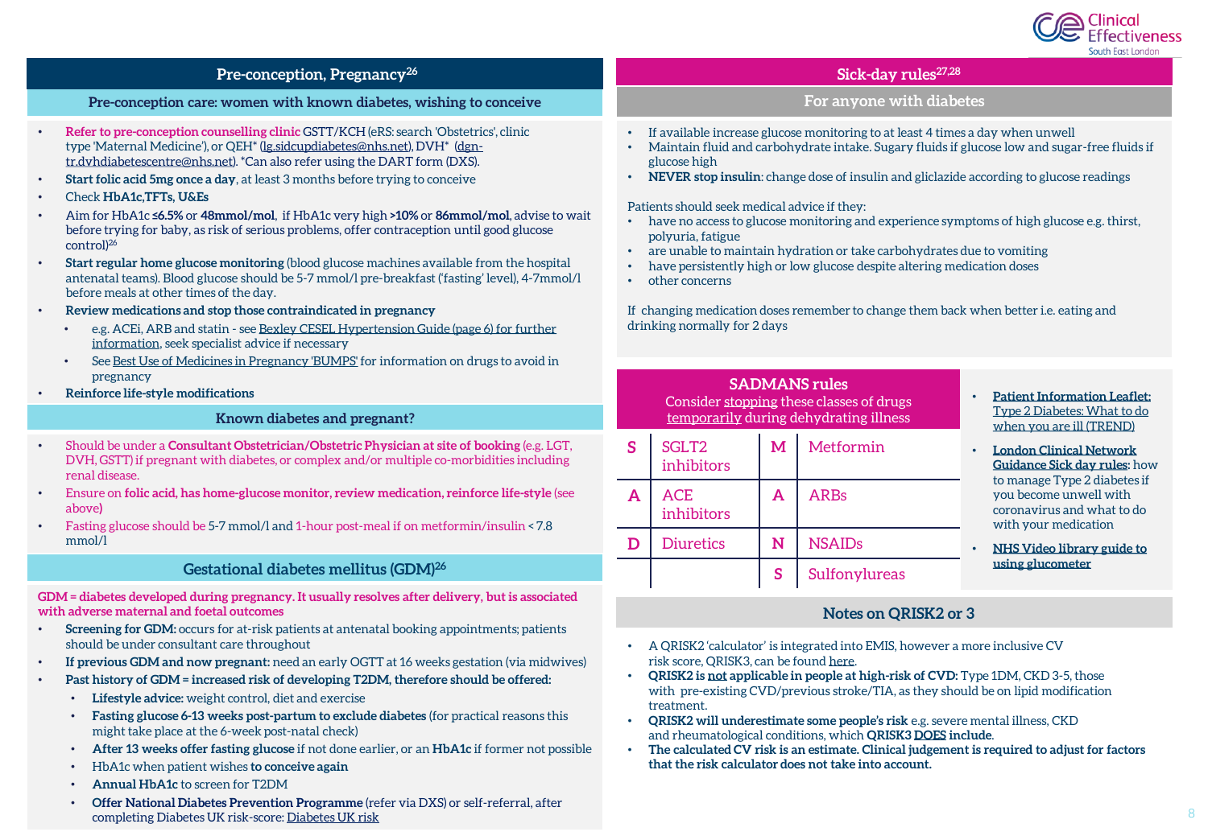## Pre-conception, Pregnancy[26]

### Pre-conception care: women with known diabetes, wishing to conceive

- **Refer to pre-conception counselling clinic** GSTT/KCH (eRS: search 'Obstetrics', clinic type 'Maternal Medicine'), or QEH* (lg.sidcupdiabetes@nhs.net), DVH* (dgn-tr.dvhdiabetescentre@nhs.net). *Can also refer using the DART form (DXS).
- **Start folic acid 5mg once a day**, at least 3 months before trying to conceive
- Check **HbA1c,TFTs, U&Es**
- Aim for HbA1c **≤6.5%** or **48mmol/mol**, if HbA1c very high **>10%** or **86mmol/mol**, advise to wait before trying for baby, as risk of serious problems, offer contraception until good glucose control)[26]
- **Start regular home glucose monitoring** (blood glucose machines available from the hospital antenatal teams). Blood glucose should be 5-7 mmol/l pre-breakfast ('fasting' level), 4-7mmol/l before meals at other times of the day.
- **Review medications and stop those contraindicated in pregnancy**
  - e.g. ACEi, ARB and statin - see Bexley CESEL Hypertension Guide (page 6) for further information, seek specialist advice if necessary
  - See Best Use of Medicines in Pregnancy 'BUMPS' for information on drugs to avoid in pregnancy
- **Reinforce life-style modifications**

### Known diabetes and pregnant?

- Should be under a **Consultant Obstetrician/Obstetric Physician at site of booking** (e.g. LGT, DVH, GSTT) if pregnant with diabetes, or complex and/or multiple co-morbidities including renal disease.
- Ensure on **folic acid, has home-glucose monitor, review medication, reinforce life-style** (see above)
- Fasting glucose should be 5-7 mmol/l and 1-hour post-meal if on metformin/insulin < 7.8 mmol/l

### Gestational diabetes mellitus (GDM)[26]

**GDM = diabetes developed during pregnancy. It usually resolves after delivery, but is associated with adverse maternal and foetal outcomes**

- **Screening for GDM:** occurs for at-risk patients at antenatal booking appointments; patients should be under consultant care throughout
- **If previous GDM and now pregnant:** need an early OGTT at 16 weeks gestation (via midwives)
- **Past history of GDM = increased risk of developing T2DM, therefore should be offered:**
  - **Lifestyle advice:** weight control, diet and exercise
  - **Fasting glucose 6-13 weeks post-partum to exclude diabetes** (for practical reasons this might take place at the 6-week post-natal check)
  - **After 13 weeks offer fasting glucose** if not done earlier, or an **HbA1c** if former not possible
  - HbA1c when patient wishes **to conceive again**
  - **Annual HbA1c** to screen for T2DM
  - **Offer National Diabetes Prevention Programme** (refer via DXS) or self-referral, after completing Diabetes UK risk-score: Diabetes UK risk

## Sick-day rules[27,28]

### For anyone with diabetes

- If available increase glucose monitoring to at least 4 times a day when unwell
- Maintain fluid and carbohydrate intake. Sugary fluids if glucose low and sugar-free fluids if glucose high
- **NEVER stop insulin**: change dose of insulin and gliclazide according to glucose readings

Patients should seek medical advice if they:

- have no access to glucose monitoring and experience symptoms of high glucose e.g. thirst, polyuria, fatigue
- are unable to maintain hydration or take carbohydrates due to vomiting
- have persistently high or low glucose despite altering medication doses
- other concerns

If changing medication doses remember to change them back when better i.e. eating and drinking normally for 2 days

### SADMANS rules

Consider stopping these classes of drugs temporarily during dehydrating illness

| | | | |
|---|---|---|---|
| **S** | SGLT2 inhibitors | **M** | Metformin |
| **A** | ACE inhibitors | **A** | ARBs |
| **D** | Diuretics | **N** | NSAIDs |
| | | **S** | Sulfonylureas |

- **Patient Information Leaflet:** Type 2 Diabetes: What to do when you are ill (TREND)
- **London Clinical Network Guidance Sick day rules:** how to manage Type 2 diabetes if you become unwell with coronavirus and what to do with your medication
- **NHS Video library guide to using glucometer**

### Notes on QRISK2 or 3

- A QRISK2 'calculator' is integrated into EMIS, however a more inclusive CV risk score, QRISK3, can be found here.
- **QRISK2 is not applicable in people at high-risk of CVD:** Type 1DM, CKD 3-5, those with pre-existing CVD/previous stroke/TIA, as they should be on lipid modification treatment.
- **QRISK2 will underestimate some people's risk** e.g. severe mental illness, CKD and rheumatological conditions, which **QRISK3 DOES include**.
- **The calculated CV risk is an estimate. Clinical judgement is required to adjust for factors that the risk calculator does not take into account.**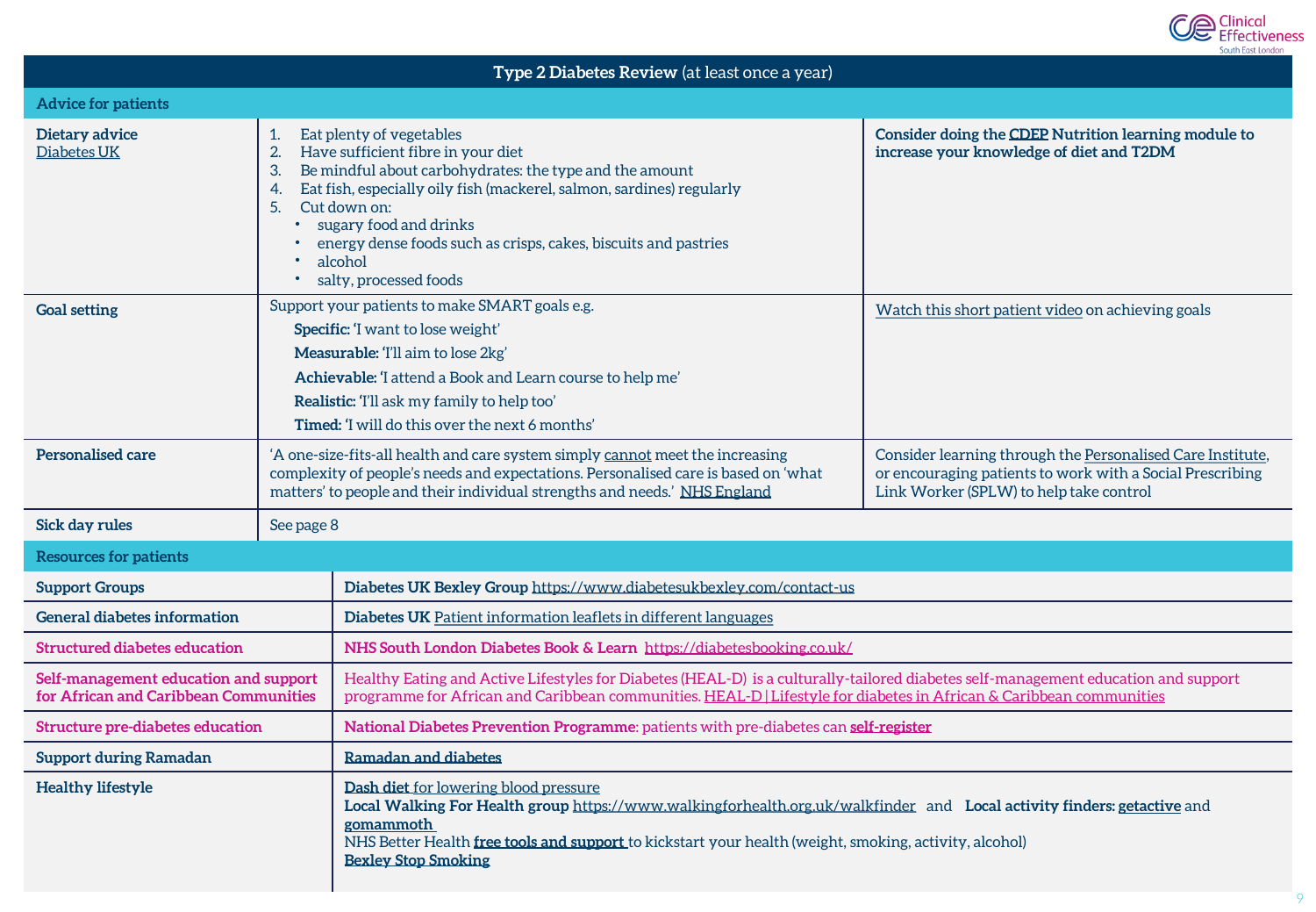## Type 2 Diabetes Review (at least once a year)

### Advice for patients

| | | |
|---|---|---|
| **Dietary advice** Diabetes UK | 1. Eat plenty of vegetables<br>2. Have sufficient fibre in your diet<br>3. Be mindful about carbohydrates: the type and the amount<br>4. Eat fish, especially oily fish (mackerel, salmon, sardines) regularly<br>5. Cut down on:<br>• sugary food and drinks<br>• energy dense foods such as crisps, cakes, biscuits and pastries<br>• alcohol<br>• salty, processed foods | **Consider doing the CDEP Nutrition learning module to increase your knowledge of diet and T2DM** |
| **Goal setting** | Support your patients to make SMART goals e.g.<br>**Specific:** 'I want to lose weight'<br>**Measurable:** 'I'll aim to lose 2kg'<br>**Achievable:** 'I attend a Book and Learn course to help me'<br>**Realistic:** 'I'll ask my family to help too'<br>**Timed:** 'I will do this over the next 6 months' | Watch this short patient video on achieving goals |
| **Personalised care** | 'A one-size-fits-all health and care system simply cannot meet the increasing complexity of people's needs and expectations. Personalised care is based on 'what matters' to people and their individual strengths and needs.' NHS England | Consider learning through the Personalised Care Institute, or encouraging patients to work with a Social Prescribing Link Worker (SPLW) to help take control |
| **Sick day rules** | See page 8 | |

### Resources for patients

| | |
|---|---|
| **Support Groups** | **Diabetes UK Bexley Group** https://www.diabetesukbexley.com/contact-us |
| **General diabetes information** | **Diabetes UK** Patient information leaflets in different languages |
| **Structured diabetes education** | **NHS South London Diabetes Book & Learn** https://diabetesbooking.co.uk/ |
| **Self-management education and support for African and Caribbean Communities** | Healthy Eating and Active Lifestyles for Diabetes (HEAL-D) is a culturally-tailored diabetes self-management education and support programme for African and Caribbean communities. HEAL-D \| Lifestyle for diabetes in African & Caribbean communities |
| **Structure pre-diabetes education** | **National Diabetes Prevention Programme**: patients with pre-diabetes can **self-register** |
| **Support during Ramadan** | **Ramadan and diabetes** |
| **Healthy lifestyle** | **Dash diet** for lowering blood pressure<br>**Local Walking For Health group** https://www.walkingforhealth.org.uk/walkfinder and **Local activity finders: getactive** and **gomammoth**<br>NHS Better Health **free tools and support** to kickstart your health (weight, smoking, activity, alcohol)<br>**Bexley Stop Smoking** |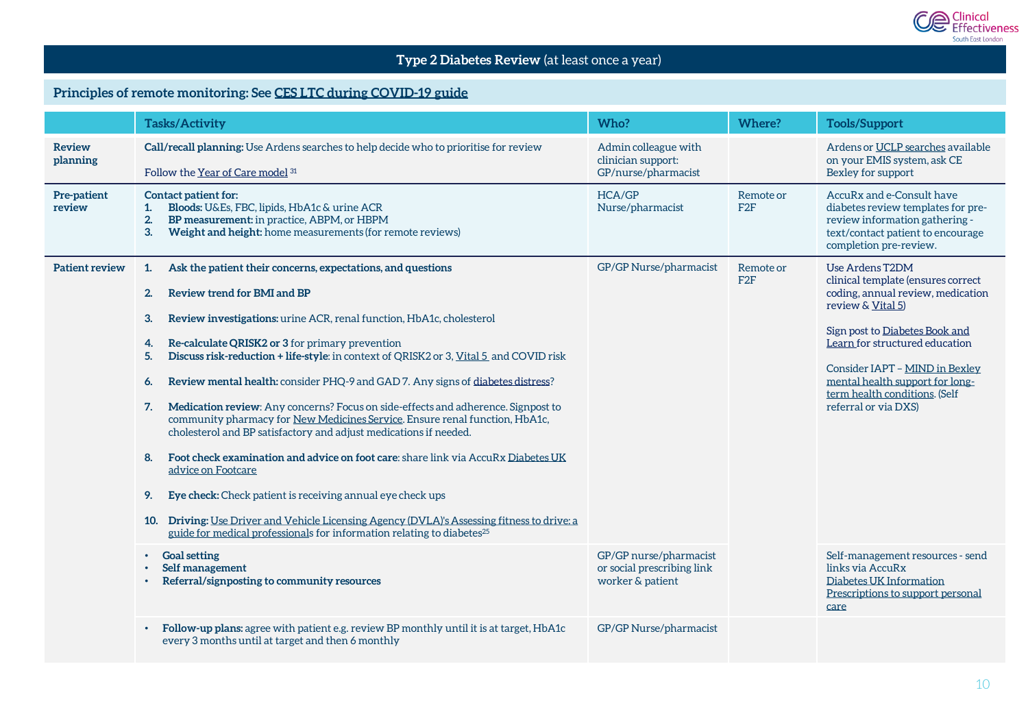# Type 2 Diabetes Review (at least once a year)

## Principles of remote monitoring: See CES LTC during COVID-19 guide

| | Tasks/Activity | Who? | Where? | Tools/Support |
|---|---|---|---|---|
| **Review planning** | **Call/recall planning:** Use Ardens searches to help decide who to prioritise for review<br><br>Follow the Year of Care model [31] | Admin colleague with clinician support: GP/nurse/pharmacist | | Ardens or UCLP searches available on your EMIS system, ask CE Bexley for support |
| **Pre-patient review** | **Contact patient for:**<br>1. **Bloods:** U&Es, FBC, lipids, HbA1c & urine ACR<br>2. **BP measurement:** in practice, ABPM, or HBPM<br>3. **Weight and height:** home measurements (for remote reviews) | HCA/GP Nurse/pharmacist | Remote or F2F | AccuRx and e-Consult have diabetes review templates for pre-review information gathering - text/contact patient to encourage completion pre-review. |
| **Patient review** | 1. **Ask the patient their concerns, expectations, and questions**<br><br>2. **Review trend for BMI and BP**<br><br>3. **Review investigations:** urine ACR, renal function, HbA1c, cholesterol<br><br>4. **Re-calculate QRISK2 or 3** for primary prevention<br>5. **Discuss risk-reduction + life-style**: in context of QRISK2 or 3, Vital 5 and COVID risk<br><br>6. **Review mental health:** consider PHQ-9 and GAD 7. Any signs of diabetes distress?<br><br>7. **Medication review**: Any concerns? Focus on side-effects and adherence. Signpost to community pharmacy for New Medicines Service. Ensure renal function, HbA1c, cholesterol and BP satisfactory and adjust medications if needed.<br><br>8. **Foot check examination and advice on foot care**: share link via AccuRx Diabetes UK advice on Footcare<br><br>9. **Eye check:** Check patient is receiving annual eye check ups<br><br>10. **Driving:** Use Driver and Vehicle Licensing Agency (DVLA)'s Assessing fitness to drive: a guide for medical professionals for information relating to diabetes[25] | GP/GP Nurse/pharmacist | Remote or F2F | Use Ardens T2DM clinical template (ensures correct coding, annual review, medication review & Vital 5)<br><br>Sign post to Diabetes Book and Learn for structured education<br><br>Consider IAPT – MIND in Bexley mental health support for long-term health conditions. (Self referral or via DXS) |
| | • **Goal setting**<br>• **Self management**<br>• **Referral/signposting to community resources** | GP/GP nurse/pharmacist or social prescribing link worker & patient | | Self-management resources - send links via AccuRx<br>Diabetes UK Information Prescriptions to support personal care |
| | • **Follow-up plans:** agree with patient e.g. review BP monthly until it is at target, HbA1c every 3 months until at target and then 6 monthly | GP/GP Nurse/pharmacist | | |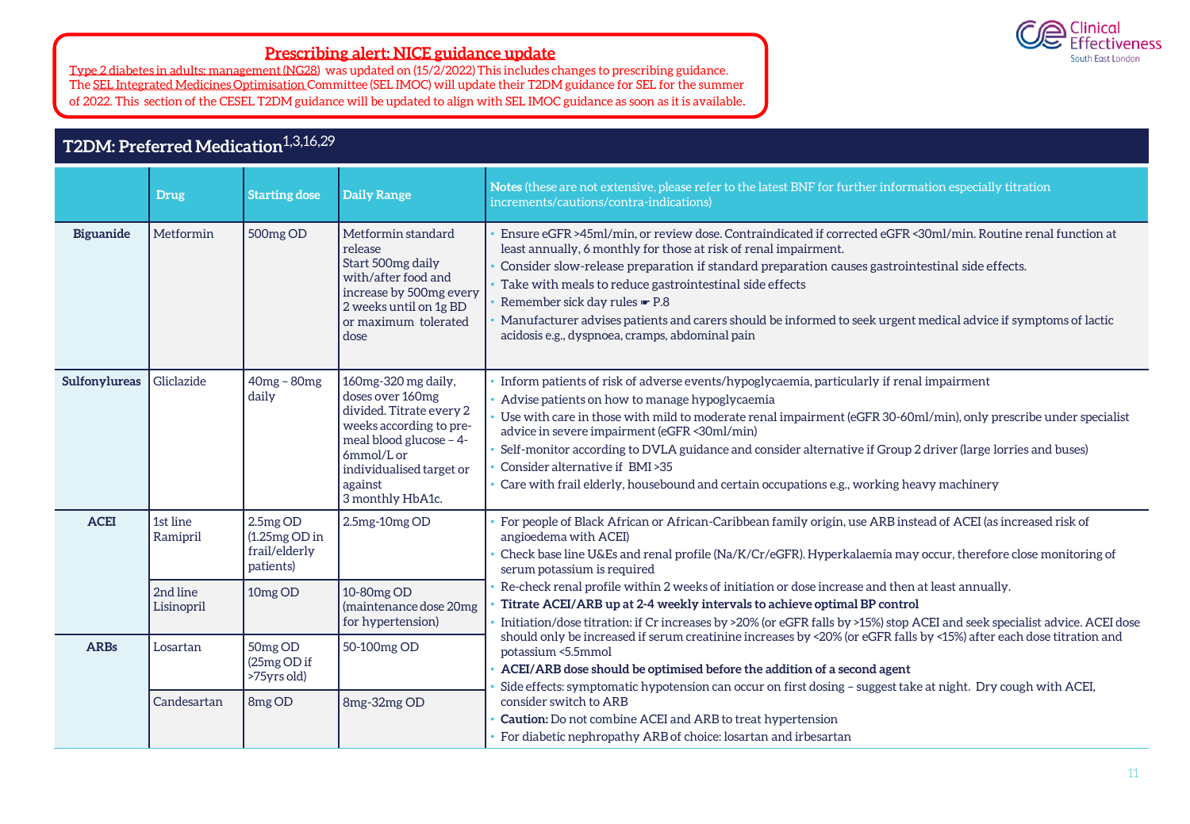**Prescribing alert: NICE guidance update**

Type 2 diabetes in adults: management (NG28) was updated on (15/2/2022) This includes changes to prescribing guidance. The SEL Integrated Medicines Optimisation Committee (SEL IMOC) will update their T2DM guidance for SEL for the summer of 2022. This section of the CESEL T2DM guidance will be updated to align with SEL IMOC guidance as soon as it is available.

## T2DM: Preferred Medication[1,3,16,29]

| | Drug | Starting dose | Daily Range | **Notes** (these are not extensive, please refer to the latest BNF for further information especially titration increments/cautions/contra-indications) |
|---|---|---|---|---|
| **Biguanide** | Metformin | 500mg OD | Metformin standard release<br>Start 500mg daily with/after food and increase by 500mg every 2 weeks until on 1g BD or maximum tolerated dose | • Ensure eGFR >45ml/min, or review dose. Contraindicated if corrected eGFR <30ml/min. Routine renal function at least annually, 6 monthly for those at risk of renal impairment.<br>• Consider slow-release preparation if standard preparation causes gastrointestinal side effects.<br>• Take with meals to reduce gastrointestinal side effects<br>• Remember sick day rules ☛ P.8<br>• Manufacturer advises patients and carers should be informed to seek urgent medical advice if symptoms of lactic acidosis e.g., dyspnoea, cramps, abdominal pain |
| **Sulfonylureas** | Gliclazide | 40mg – 80mg daily | 160mg-320 mg daily, doses over 160mg divided. Titrate every 2 weeks according to pre-meal blood glucose – 4-6mmol/L or individualised target or against 3 monthly HbA1c. | • Inform patients of risk of adverse events/hypoglycaemia, particularly if renal impairment<br>• Advise patients on how to manage hypoglycaemia<br>• Use with care in those with mild to moderate renal impairment (eGFR 30-60ml/min), only prescribe under specialist advice in severe impairment (eGFR <30ml/min)<br>• Self-monitor according to DVLA guidance and consider alternative if Group 2 driver (large lorries and buses)<br>• Consider alternative if BMI >35<br>• Care with frail elderly, housebound and certain occupations e.g., working heavy machinery |
| **ACEI** | 1st line Ramipril | 2.5mg OD (1.25mg OD in frail/elderly patients) | 2.5mg-10mg OD | • For people of Black African or African-Caribbean family origin, use ARB instead of ACEI (as increased risk of angioedema with ACEI)<br>• Check base line U&Es and renal profile (Na/K/Cr/eGFR). Hyperkalaemia may occur, therefore close monitoring of serum potassium is required<br>• Re-check renal profile within 2 weeks of initiation or dose increase and then at least annually.<br>• **Titrate ACEI/ARB up at 2-4 weekly intervals to achieve optimal BP control**<br>• Initiation/dose titration: if Cr increases by >20% (or eGFR falls by >15%) stop ACEI and seek specialist advice. ACEI dose should only be increased if serum creatinine increases by <20% (or eGFR falls by <15%) after each dose titration and potassium <5.5mmol<br>• **ACEI/ARB dose should be optimised before the addition of a second agent**<br>• Side effects: symptomatic hypotension can occur on first dosing – suggest take at night. Dry cough with ACEI, consider switch to ARB<br>• **Caution:** Do not combine ACEI and ARB to treat hypertension<br>• For diabetic nephropathy ARB of choice: losartan and irbesartan |
| | 2nd line Lisinopril | 10mg OD | 10-80mg OD (maintenance dose 20mg for hypertension) | |
| **ARBs** | Losartan | 50mg OD (25mg OD if >75yrs old) | 50-100mg OD | |
| | Candesartan | 8mg OD | 8mg-32mg OD | |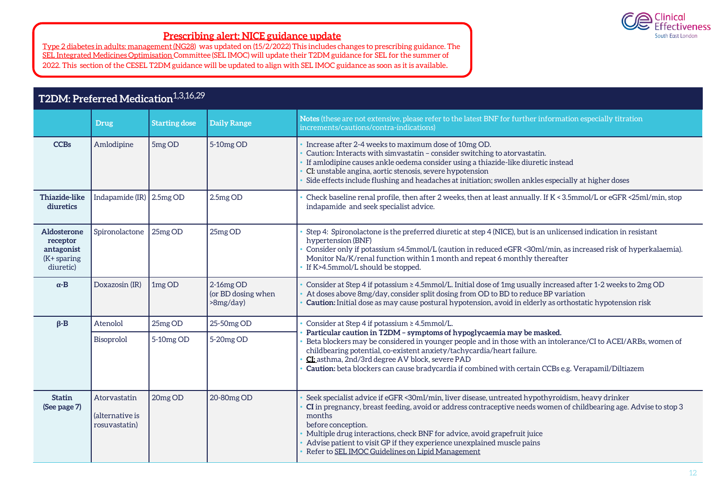**Prescribing alert: NICE guidance update**

Type 2 diabetes in adults: management (NG28) was updated on (15/2/2022) This includes changes to prescribing guidance. The SEL Integrated Medicines Optimisation Committee (SEL IMOC) will update their T2DM guidance for SEL for the summer of 2022. This section of the CESEL T2DM guidance will be updated to align with SEL IMOC guidance as soon as it is available.

## T2DM: Preferred Medication[1,3,16,29]

| | Drug | Starting dose | Daily Range | Notes (these are not extensive, please refer to the latest BNF for further information especially titration increments/cautions/contra-indications) |
|---|---|---|---|---|
| **CCBs** | Amlodipine | 5mg OD | 5-10mg OD | • Increase after 2-4 weeks to maximum dose of 10mg OD.<br>• Caution: Interacts with simvastatin – consider switching to atorvastatin.<br>• If amlodipine causes ankle oedema consider using a thiazide-like diuretic instead<br>• **CI**: unstable angina, aortic stenosis, severe hypotension<br>• Side effects include flushing and headaches at initiation; swollen ankles especially at higher doses |
| **Thiazide-like diuretics** | Indapamide (IR) | 2.5mg OD | 2.5mg OD | • Check baseline renal profile, then after 2 weeks, then at least annually. If K < 3.5mmol/L or eGFR <25ml/min, stop indapamide and seek specialist advice. |
| **Aldosterone receptor antagonist** (K+ sparing diuretic) | Spironolactone | 25mg OD | 25mg OD | • Step 4: Spironolactone is the preferred diuretic at step 4 (NICE), but is an unlicensed indication in resistant hypertension (BNF)<br>• Consider only if potassium ≤4.5mmol/L (caution in reduced eGFR <30ml/min, as increased risk of hyperkalaemia). Monitor Na/K/renal function within 1 month and repeat 6 monthly thereafter<br>• If K>4.5mmol/L should be stopped. |
| **α-B** | Doxazosin (IR) | 1mg OD | 2-16mg OD (or BD dosing when >8mg/day) | • Consider at Step 4 if potassium ≥ 4.5mmol/L. Initial dose of 1mg usually increased after 1-2 weeks to 2mg OD<br>• At doses above 8mg/day, consider split dosing from OD to BD to reduce BP variation<br>• **Caution:** Initial dose as may cause postural hypotension, avoid in elderly as orthostatic hypotension risk |
| **β-B** | Atenolol | 25mg OD | 25-50mg OD | • Consider at Step 4 if potassium ≥ 4.5mmol/L.<br>• **Particular caution in T2DM – symptoms of hypoglycaemia may be masked.**<br>• Beta blockers may be considered in younger people and in those with an intolerance/CI to ACEI/ARBs, women of childbearing potential, co-existent anxiety/tachycardia/heart failure.<br>• **CI:** asthma, 2nd/3rd degree AV block, severe PAD<br>• **Caution:** beta blockers can cause bradycardia if combined with certain CCBs e.g. Verapamil/Diltiazem |
| | Bisoprolol | 5-10mg OD | 5-20mg OD | |
| **Statin (See page 7)** | Atorvastatin (alternative is rosuvastatin) | 20mg OD | 20-80mg OD | • Seek specialist advice if eGFR <30ml/min, liver disease, untreated hypothyroidism, heavy drinker<br>• **CI** in pregnancy, breast feeding, avoid or address contraceptive needs women of childbearing age. Advise to stop 3 months before conception.<br>• Multiple drug interactions, check BNF for advice, avoid grapefruit juice<br>• Advise patient to visit GP if they experience unexplained muscle pains<br>• Refer to SEL IMOC Guidelines on Lipid Management |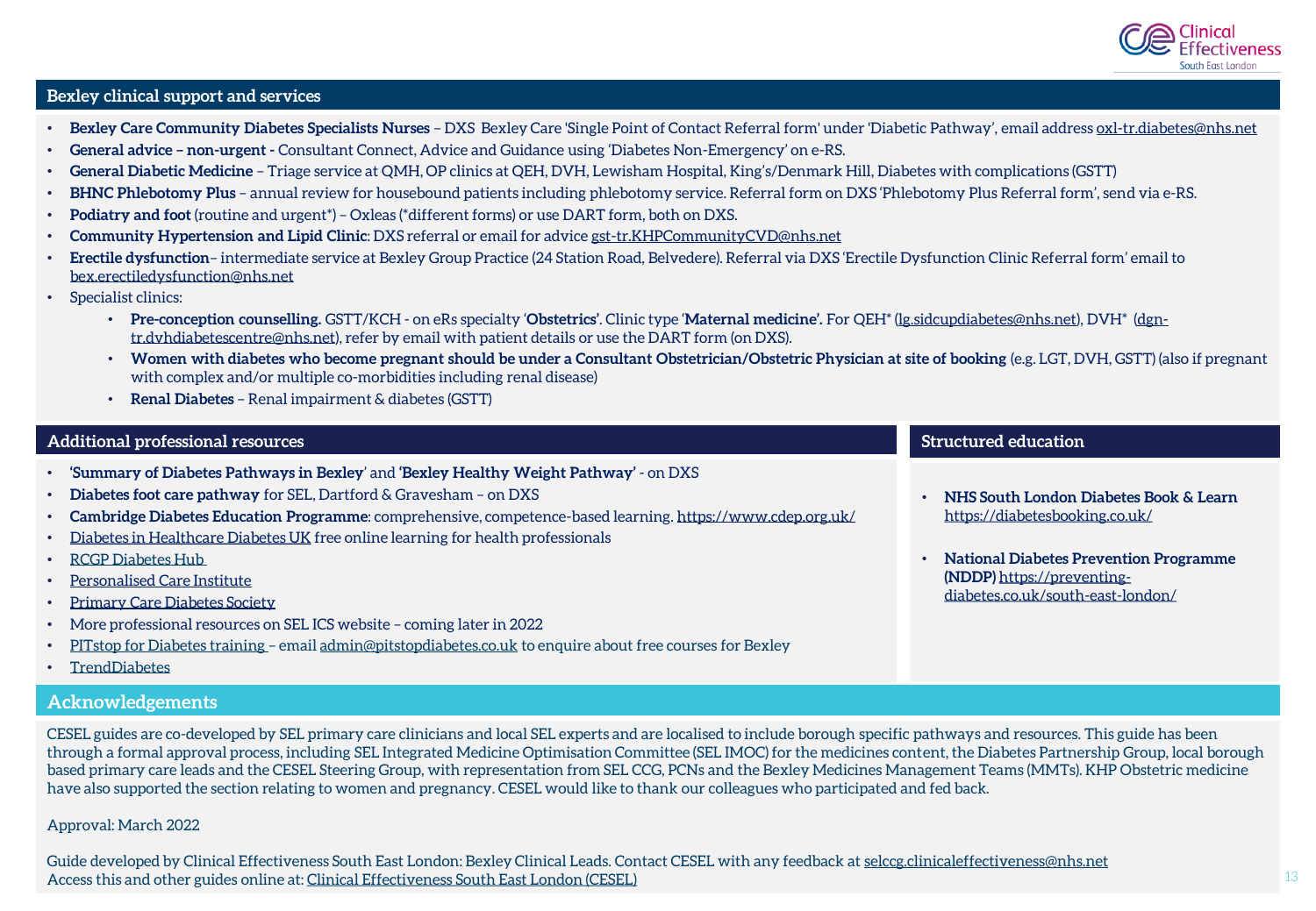## Bexley clinical support and services

- **Bexley Care Community Diabetes Specialists Nurses** – DXS Bexley Care 'Single Point of Contact Referral form' under 'Diabetic Pathway', email address oxl-tr.diabetes@nhs.net
- **General advice – non-urgent -** Consultant Connect, Advice and Guidance using 'Diabetes Non-Emergency' on e-RS.
- **General Diabetic Medicine** – Triage service at QMH, OP clinics at QEH, DVH, Lewisham Hospital, King's/Denmark Hill, Diabetes with complications (GSTT)
- **BHNC Phlebotomy Plus** – annual review for housebound patients including phlebotomy service. Referral form on DXS 'Phlebotomy Plus Referral form', send via e-RS.
- **Podiatry and foot** (routine and urgent*) – Oxleas (*different forms) or use DART form, both on DXS.
- **Community Hypertension and Lipid Clinic**: DXS referral or email for advice gst-tr.KHPCommunityCVD@nhs.net
- **Erectile dysfunction**– intermediate service at Bexley Group Practice (24 Station Road, Belvedere). Referral via DXS 'Erectile Dysfunction Clinic Referral form' email to bex.erectiledysfunction@nhs.net
- Specialist clinics:
  - **Pre-conception counselling.** GSTT/KCH - on eRs specialty '**Obstetrics**'. Clinic type '**Maternal medicine'.** For QEH* (lg.sidcupdiabetes@nhs.net), DVH* (dgn-tr.dvhdiabetescentre@nhs.net), refer by email with patient details or use the DART form (on DXS).
  - **Women with diabetes who become pregnant should be under a Consultant Obstetrician/Obstetric Physician at site of booking** (e.g. LGT, DVH, GSTT) (also if pregnant with complex and/or multiple co-morbidities including renal disease)
  - **Renal Diabetes** – Renal impairment & diabetes (GSTT)

## Additional professional resources

- '**Summary of Diabetes Pathways in Bexley**' and '**Bexley Healthy Weight Pathway**' - on DXS
- **Diabetes foot care pathway** for SEL, Dartford & Gravesham – on DXS
- **Cambridge Diabetes Education Programme**: comprehensive, competence-based learning. https://www.cdep.org.uk/
- Diabetes in Healthcare Diabetes UK free online learning for health professionals
- RCGP Diabetes Hub
- Personalised Care Institute
- Primary Care Diabetes Society
- More professional resources on SEL ICS website – coming later in 2022
- PITstop for Diabetes training – email admin@pitstopdiabetes.co.uk to enquire about free courses for Bexley
- TrendDiabetes

## Structured education

- **NHS South London Diabetes Book & Learn** https://diabetesbooking.co.uk/
- **National Diabetes Prevention Programme (NDDP)** https://preventing-diabetes.co.uk/south-east-london/

## Acknowledgements

CESEL guides are co-developed by SEL primary care clinicians and local SEL experts and are localised to include borough specific pathways and resources. This guide has been through a formal approval process, including SEL Integrated Medicine Optimisation Committee (SEL IMOC) for the medicines content, the Diabetes Partnership Group, local borough based primary care leads and the CESEL Steering Group, with representation from SEL CCG, PCNs and the Bexley Medicines Management Teams (MMTs). KHP Obstetric medicine have also supported the section relating to women and pregnancy. CESEL would like to thank our colleagues who participated and fed back.

Approval: March 2022

Guide developed by Clinical Effectiveness South East London: Bexley Clinical Leads. Contact CESEL with any feedback at selccg.clinicaleffectiveness@nhs.net
Access this and other guides online at: Clinical Effectiveness South East London (CESEL)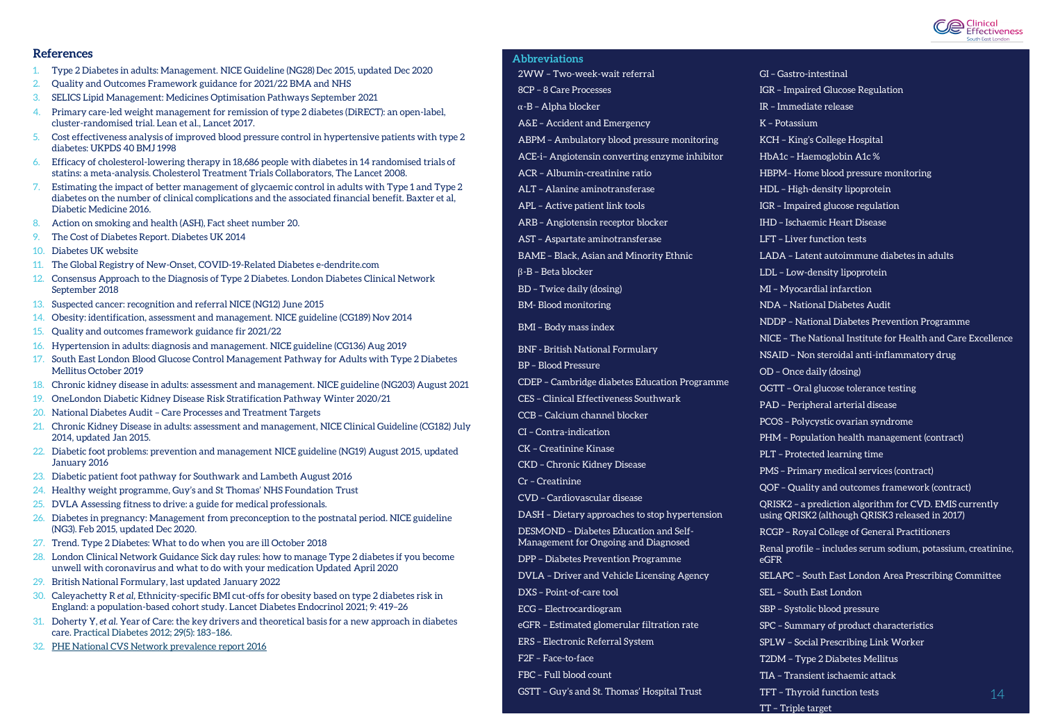## References

1. Type 2 Diabetes in adults: Management. NICE Guideline (NG28) Dec 2015, updated Dec 2020
2. Quality and Outcomes Framework guidance for 2021/22 BMA and NHS
3. SELICS Lipid Management: Medicines Optimisation Pathways September 2021
4. Primary care-led weight management for remission of type 2 diabetes (DiRECT): an open-label, cluster-randomised trial. Lean et al., Lancet 2017.
5. Cost effectiveness analysis of improved blood pressure control in hypertensive patients with type 2 diabetes: UKPDS 40 BMJ 1998
6. Efficacy of cholesterol-lowering therapy in 18,686 people with diabetes in 14 randomised trials of statins: a meta-analysis. Cholesterol Treatment Trials Collaborators, The Lancet 2008.
7. Estimating the impact of better management of glycaemic control in adults with Type 1 and Type 2 diabetes on the number of clinical complications and the associated financial benefit. Baxter et al, Diabetic Medicine 2016.
8. Action on smoking and health (ASH), Fact sheet number 20.
9. The Cost of Diabetes Report. Diabetes UK 2014
10. Diabetes UK website
11. The Global Registry of New-Onset, COVID-19-Related Diabetes e-dendrite.com
12. Consensus Approach to the Diagnosis of Type 2 Diabetes. London Diabetes Clinical Network September 2018
13. Suspected cancer: recognition and referral NICE (NG12) June 2015
14. Obesity: identification, assessment and management. NICE guideline (CG189) Nov 2014
15. Quality and outcomes framework guidance fir 2021/22
16. Hypertension in adults: diagnosis and management. NICE guideline (CG136) Aug 2019
17. South East London Blood Glucose Control Management Pathway for Adults with Type 2 Diabetes Mellitus October 2019
18. Chronic kidney disease in adults: assessment and management. NICE guideline (NG203) August 2021
19. OneLondon Diabetic Kidney Disease Risk Stratification Pathway Winter 2020/21
20. National Diabetes Audit – Care Processes and Treatment Targets
21. Chronic Kidney Disease in adults: assessment and management, NICE Clinical Guideline (CG182) July 2014, updated Jan 2015.
22. Diabetic foot problems: prevention and management NICE guideline (NG19) August 2015, updated January 2016
23. Diabetic patient foot pathway for Southwark and Lambeth August 2016
24. Healthy weight programme, Guy's and St Thomas' NHS Foundation Trust
25. DVLA Assessing fitness to drive: a guide for medical professionals.
26. Diabetes in pregnancy: Management from preconception to the postnatal period. NICE guideline (NG3). Feb 2015, updated Dec 2020.
27. Trend. Type 2 Diabetes: What to do when you are ill October 2018
28. London Clinical Network Guidance Sick day rules: how to manage Type 2 diabetes if you become unwell with coronavirus and what to do with your medication Updated April 2020
29. British National Formulary, last updated January 2022
30. Caleyachetty R *et al*, Ethnicity-specific BMI cut-offs for obesity based on type 2 diabetes risk in England: a population-based cohort study. Lancet Diabetes Endocrinol 2021; 9: 419–26
31. Doherty Y, *et al*. Year of Care: the key drivers and theoretical basis for a new approach in diabetes care. Practical Diabetes 2012; 29(5): 183–186.
32. PHE National CVS Network prevalence report 2016

## Abbreviations

2WW – Two-week-wait referral
8CP – 8 Care Processes
α-B – Alpha blocker
A&E – Accident and Emergency
ABPM – Ambulatory blood pressure monitoring
ACE-i– Angiotensin converting enzyme inhibitor
ACR – Albumin-creatinine ratio
ALT – Alanine aminotransferase
APL – Active patient link tools
ARB – Angiotensin receptor blocker
AST – Aspartate aminotransferase
BAME – Black, Asian and Minority Ethnic
β-B – Beta blocker
BD – Twice daily (dosing)
BM- Blood monitoring
BMI – Body mass index
BNF - British National Formulary
BP – Blood Pressure
CDEP – Cambridge diabetes Education Programme
CES – Clinical Effectiveness Southwark
CCB – Calcium channel blocker
CI – Contra-indication
CK – Creatinine Kinase
CKD – Chronic Kidney Disease
Cr – Creatinine
CVD – Cardiovascular disease
DASH – Dietary approaches to stop hypertension
DESMOND – Diabetes Education and Self-Management for Ongoing and Diagnosed
DPP – Diabetes Prevention Programme
DVLA – Driver and Vehicle Licensing Agency
DXS – Point-of-care tool
ECG – Electrocardiogram
eGFR – Estimated glomerular filtration rate
ERS – Electronic Referral System
F2F – Face-to-face
FBC – Full blood count
GSTT – Guy's and St. Thomas' Hospital Trust
GI – Gastro-intestinal
IGR – Impaired Glucose Regulation
IR – Immediate release
K – Potassium
KCH – King's College Hospital
HbA1c – Haemoglobin A1c %
HBPM– Home blood pressure monitoring
HDL – High-density lipoprotein
IGR – Impaired glucose regulation
IHD – Ischaemic Heart Disease
LFT – Liver function tests
LADA – Latent autoimmune diabetes in adults
LDL – Low-density lipoprotein
MI – Myocardial infarction
NDA – National Diabetes Audit
NDDP – National Diabetes Prevention Programme
NICE – The National Institute for Health and Care Excellence
NSAID – Non steroidal anti-inflammatory drug
OD – Once daily (dosing)
OGTT – Oral glucose tolerance testing
PAD – Peripheral arterial disease
PCOS – Polycystic ovarian syndrome
PHM – Population health management (contract)
PLT – Protected learning time
PMS – Primary medical services (contract)
QOF – Quality and outcomes framework (contract)
QRISK2 – a prediction algorithm for CVD. EMIS currently using QRISK2 (although QRISK3 released in 2017)
RCGP – Royal College of General Practitioners
Renal profile – includes serum sodium, potassium, creatinine, eGFR
SELAPC – South East London Area Prescribing Committee
SEL – South East London
SBP – Systolic blood pressure
SPC – Summary of product characteristics
SPLW – Social Prescribing Link Worker
T2DM – Type 2 Diabetes Mellitus
TIA – Transient ischaemic attack
TFT – Thyroid function tests
TT – Triple target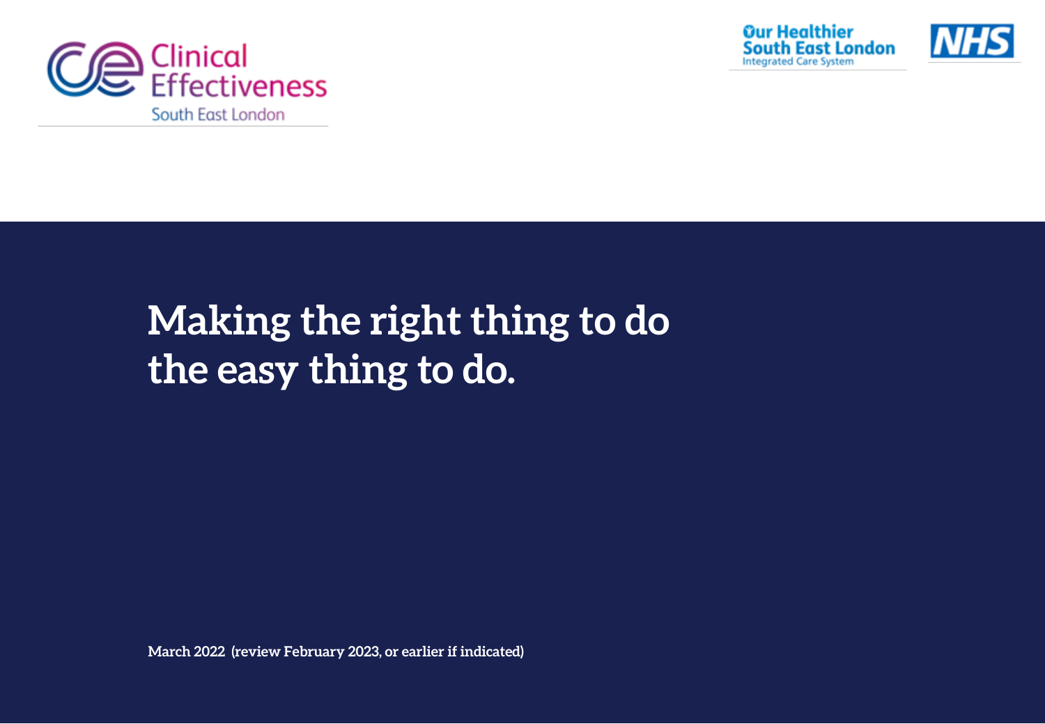Clinical Effectiveness
South East London

Our Healthier South East London
Integrated Care System

NHS

# Making the right thing to do the easy thing to do.

**March 2022 (review February 2023, or earlier if indicated)**